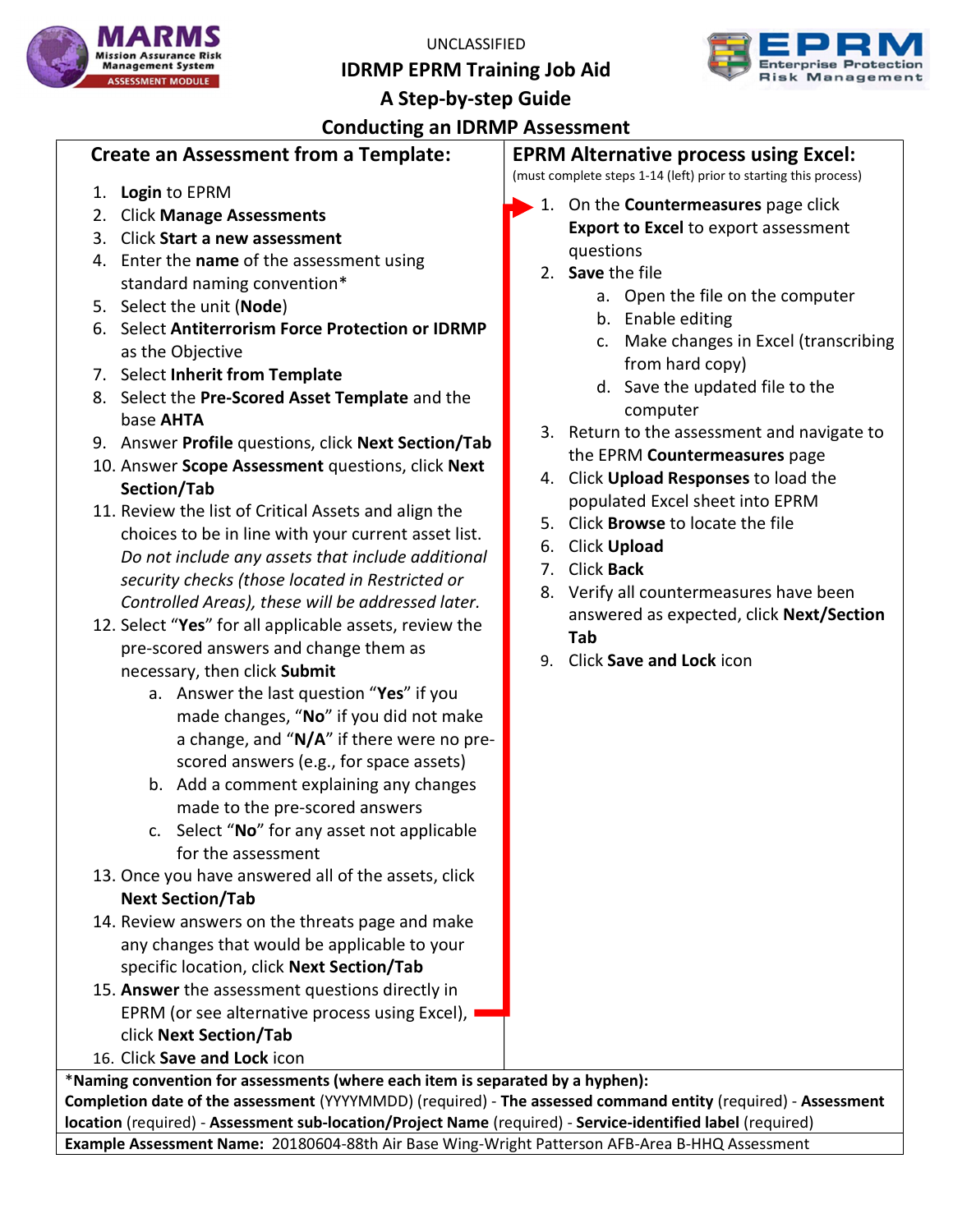UNCLASSIFIED

# IDRMP EPRM Training Job Aid

## A Step-by-step Guide

## Conducting an IDRMP Assessment

### Create an Assessment from a Template:

1. **Login** to EPRM
2. Click **Manage Assessments**
3. Click **Start a new assessment**
4. Enter the **name** of the assessment using standard naming convention*
5. Select the unit (**Node**)
6. Select **Antiterrorism Force Protection or IDRMP** as the Objective
7. Select **Inherit from Template**
8. Select the **Pre-Scored Asset Template** and the base **AHTA**
9. Answer **Profile** questions, click **Next Section/Tab**
10. Answer **Scope Assessment** questions, click **Next Section/Tab**
11. Review the list of Critical Assets and align the choices to be in line with your current asset list. *Do not include any assets that include additional security checks (those located in Restricted or Controlled Areas), these will be addressed later.*
12. Select “**Yes**” for all applicable assets, review the pre-scored answers and change them as necessary, then click **Submit**
    a. Answer the last question “**Yes**” if you made changes, “**No**” if you did not make a change, and “**N/A**” if there were no pre-scored answers (e.g., for space assets)
    b. Add a comment explaining any changes made to the pre-scored answers
    c. Select “**No**” for any asset not applicable for the assessment
13. Once you have answered all of the assets, click **Next Section/Tab**
14. Review answers on the threats page and make any changes that would be applicable to your specific location, click **Next Section/Tab**
15. **Answer** the assessment questions directly in EPRM (or see alternative process using Excel), click **Next Section/Tab**
16. Click **Save and Lock** icon

### EPRM Alternative process using Excel:

(must complete steps 1-14 (left) prior to starting this process)

1. On the **Countermeasures** page click **Export to Excel** to export assessment questions
2. **Save** the file
    a. Open the file on the computer
    b. Enable editing
    c. Make changes in Excel (transcribing from hard copy)
    d. Save the updated file to the computer
3. Return to the assessment and navigate to the EPRM **Countermeasures** page
4. Click **Upload Responses** to load the populated Excel sheet into EPRM
5. Click **Browse** to locate the file
6. Click **Upload**
7. Click **Back**
8. Verify all countermeasures have been answered as expected, click **Next/Section Tab**
9. Click **Save and Lock** icon

***Naming convention for assessments (where each item is separated by a hyphen):**
**Completion date of the assessment** (YYYYMMDD) (required) - **The assessed command entity** (required) - **Assessment location** (required) - **Assessment sub-location/Project Name** (required) - **Service-identified label** (required)

**Example Assessment Name:** 20180604-88th Air Base Wing-Wright Patterson AFB-Area B-HHQ Assessment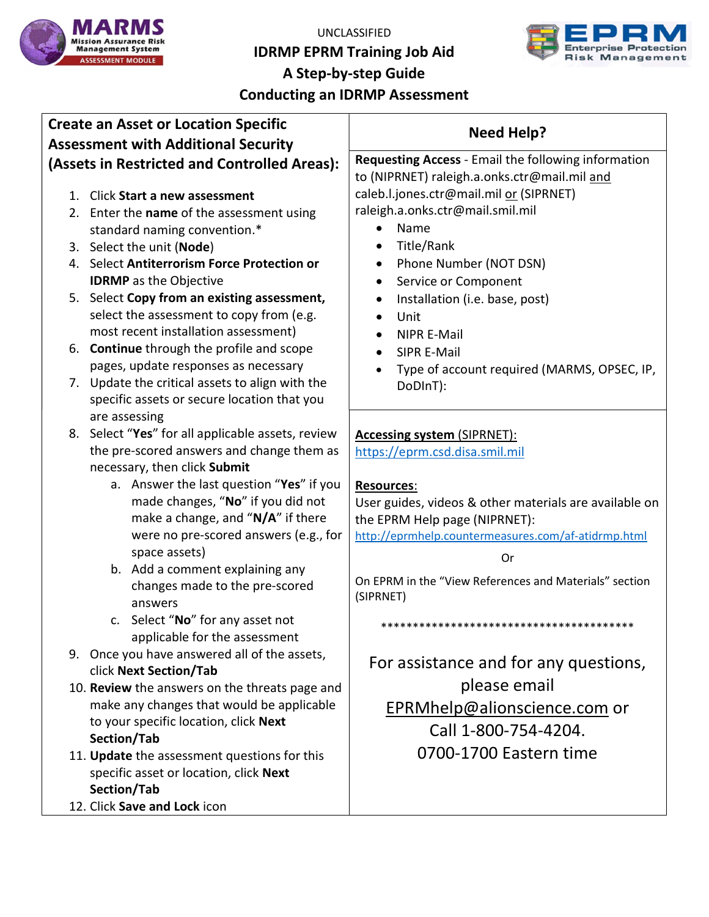UNCLASSIFIED

# IDRMP EPRM Training Job Aid
# A Step-by-step Guide
# Conducting an IDRMP Assessment

## Create an Asset or Location Specific Assessment with Additional Security (Assets in Restricted and Controlled Areas):

1. Click **Start a new assessment**
2. Enter the **name** of the assessment using standard naming convention.*
3. Select the unit (**Node**)
4. Select **Antiterrorism Force Protection or IDRMP** as the Objective
5. Select **Copy from an existing assessment,** select the assessment to copy from (e.g. most recent installation assessment)
6. **Continue** through the profile and scope pages, update responses as necessary
7. Update the critical assets to align with the specific assets or secure location that you are assessing
8. Select "**Yes**" for all applicable assets, review the pre-scored answers and change them as necessary, then click **Submit**
   a. Answer the last question "**Yes**" if you made changes, "**No**" if you did not make a change, and "**N/A**" if there were no pre-scored answers (e.g., for space assets)
   b. Add a comment explaining any changes made to the pre-scored answers
   c. Select "**No**" for any asset not applicable for the assessment
9. Once you have answered all of the assets, click **Next Section/Tab**
10. **Review** the answers on the threats page and make any changes that would be applicable to your specific location, click **Next Section/Tab**
11. **Update** the assessment questions for this specific asset or location, click **Next Section/Tab**
12. Click **Save and Lock** icon

## Need Help?

**Requesting Access** - Email the following information to (NIPRNET) raleigh.a.onks.ctr@mail.mil and caleb.l.jones.ctr@mail.mil or (SIPRNET) raleigh.a.onks.ctr@mail.smil.mil

- Name
- Title/Rank
- Phone Number (NOT DSN)
- Service or Component
- Installation (i.e. base, post)
- Unit
- NIPR E-Mail
- SIPR E-Mail
- Type of account required (MARMS, OPSEC, IP, DoDInT):

**Accessing system** (SIPRNET):
https://eprm.csd.disa.smil.mil

**Resources**:
User guides, videos & other materials are available on the EPRM Help page (NIPRNET):
http://eprmhelp.countermeasures.com/af-atidrmp.html

Or

On EPRM in the "View References and Materials" section (SIPRNET)

******************************************

For assistance and for any questions, please email EPRMhelp@alionscience.com or Call 1-800-754-4204.
0700-1700 Eastern time